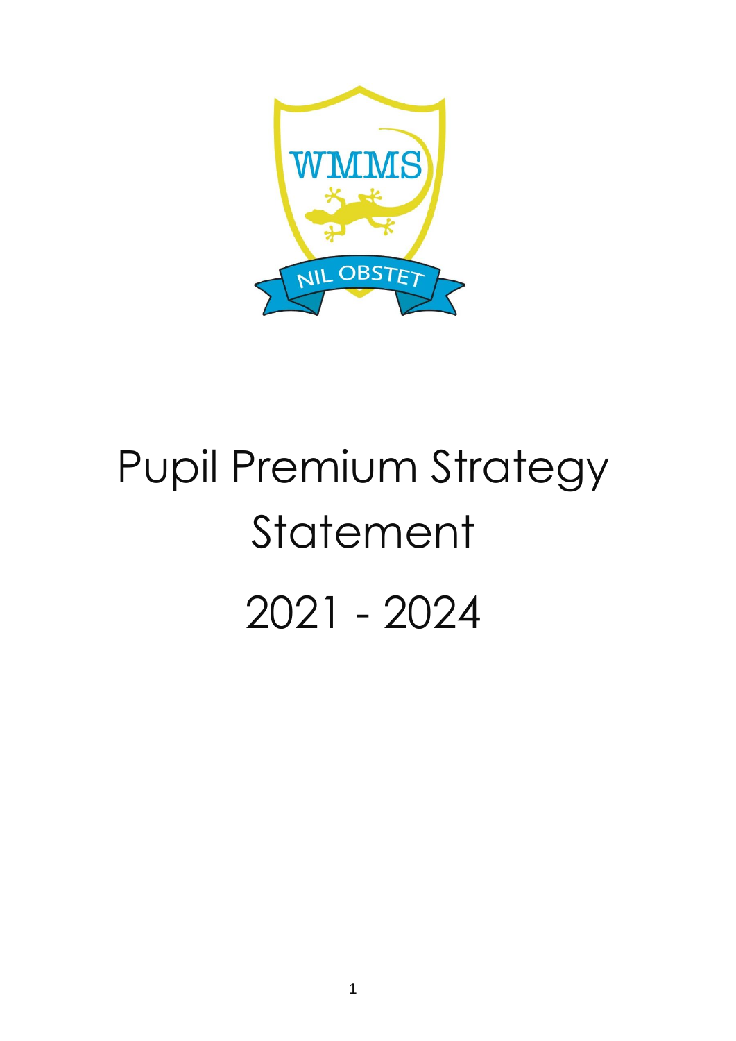# Pupil Premium Strategy Statement

# 2021 - 2024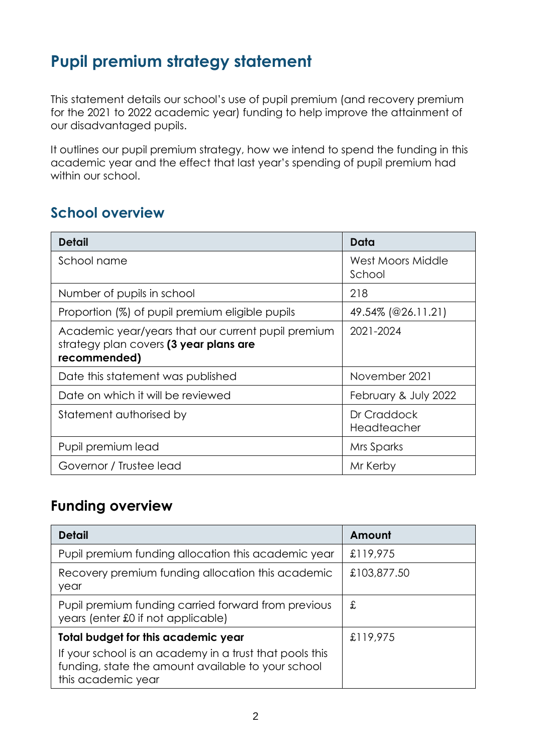# Pupil premium strategy statement

This statement details our school's use of pupil premium (and recovery premium for the 2021 to 2022 academic year) funding to help improve the attainment of our disadvantaged pupils.

It outlines our pupil premium strategy, how we intend to spend the funding in this academic year and the effect that last year's spending of pupil premium had within our school.

## School overview

| Detail | Data |
|---|---|
| School name | West Moors Middle School |
| Number of pupils in school | 218 |
| Proportion (%) of pupil premium eligible pupils | 49.54% (@26.11.21) |
| Academic year/years that our current pupil premium strategy plan covers **(3 year plans are recommended)** | 2021-2024 |
| Date this statement was published | November 2021 |
| Date on which it will be reviewed | February & July 2022 |
| Statement authorised by | Dr Craddock Headteacher |
| Pupil premium lead | Mrs Sparks |
| Governor / Trustee lead | Mr Kerby |

## Funding overview

| Detail | Amount |
|---|---|
| Pupil premium funding allocation this academic year | £119,975 |
| Recovery premium funding allocation this academic year | £103,877.50 |
| Pupil premium funding carried forward from previous years (enter £0 if not applicable) | £ |
| **Total budget for this academic year** If your school is an academy in a trust that pools this funding, state the amount available to your school this academic year | £119,975 |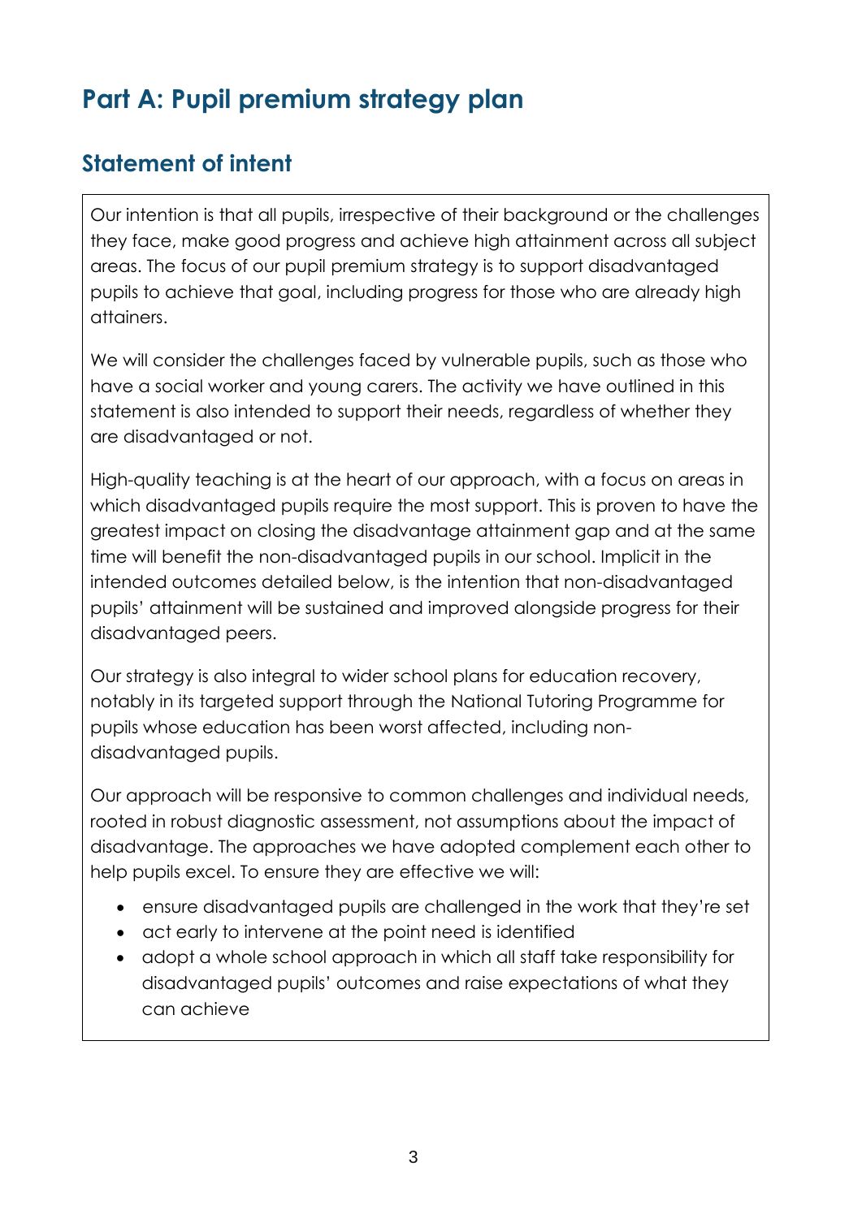# Part A: Pupil premium strategy plan

## Statement of intent

Our intention is that all pupils, irrespective of their background or the challenges they face, make good progress and achieve high attainment across all subject areas. The focus of our pupil premium strategy is to support disadvantaged pupils to achieve that goal, including progress for those who are already high attainers.

We will consider the challenges faced by vulnerable pupils, such as those who have a social worker and young carers. The activity we have outlined in this statement is also intended to support their needs, regardless of whether they are disadvantaged or not.

High-quality teaching is at the heart of our approach, with a focus on areas in which disadvantaged pupils require the most support. This is proven to have the greatest impact on closing the disadvantage attainment gap and at the same time will benefit the non-disadvantaged pupils in our school. Implicit in the intended outcomes detailed below, is the intention that non-disadvantaged pupils' attainment will be sustained and improved alongside progress for their disadvantaged peers.

Our strategy is also integral to wider school plans for education recovery, notably in its targeted support through the National Tutoring Programme for pupils whose education has been worst affected, including non-disadvantaged pupils.

Our approach will be responsive to common challenges and individual needs, rooted in robust diagnostic assessment, not assumptions about the impact of disadvantage. The approaches we have adopted complement each other to help pupils excel. To ensure they are effective we will:

- ensure disadvantaged pupils are challenged in the work that they're set
- act early to intervene at the point need is identified
- adopt a whole school approach in which all staff take responsibility for disadvantaged pupils' outcomes and raise expectations of what they can achieve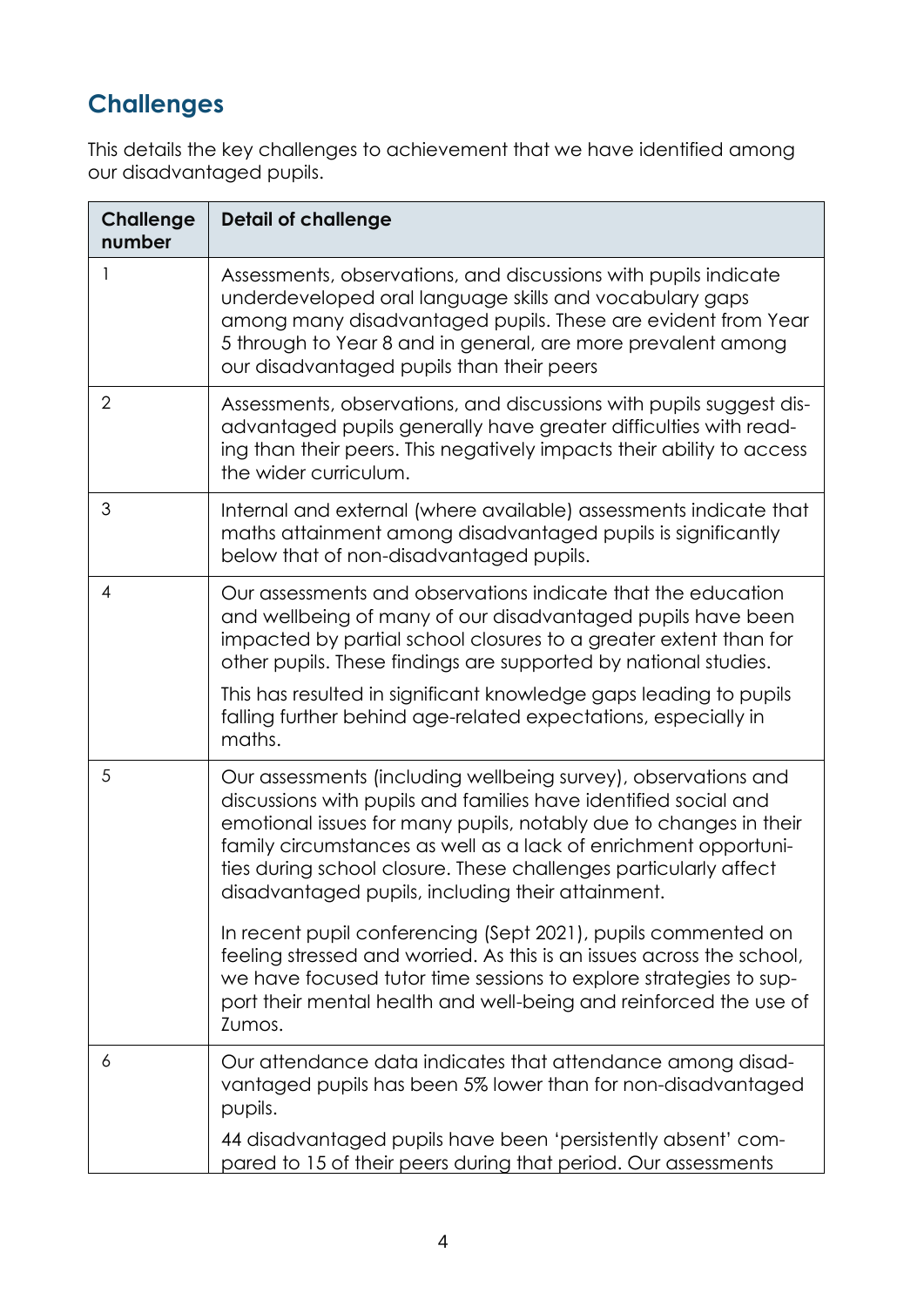## Challenges

This details the key challenges to achievement that we have identified among our disadvantaged pupils.

| Challenge number | Detail of challenge |
|---|---|
| 1 | Assessments, observations, and discussions with pupils indicate underdeveloped oral language skills and vocabulary gaps among many disadvantaged pupils. These are evident from Year 5 through to Year 8 and in general, are more prevalent among our disadvantaged pupils than their peers |
| 2 | Assessments, observations, and discussions with pupils suggest disadvantaged pupils generally have greater difficulties with reading than their peers. This negatively impacts their ability to access the wider curriculum. |
| 3 | Internal and external (where available) assessments indicate that maths attainment among disadvantaged pupils is significantly below that of non-disadvantaged pupils. |
| 4 | Our assessments and observations indicate that the education and wellbeing of many of our disadvantaged pupils have been impacted by partial school closures to a greater extent than for other pupils. These findings are supported by national studies.<br><br>This has resulted in significant knowledge gaps leading to pupils falling further behind age-related expectations, especially in maths. |
| 5 | Our assessments (including wellbeing survey), observations and discussions with pupils and families have identified social and emotional issues for many pupils, notably due to changes in their family circumstances as well as a lack of enrichment opportunities during school closure. These challenges particularly affect disadvantaged pupils, including their attainment.<br><br>In recent pupil conferencing (Sept 2021), pupils commented on feeling stressed and worried. As this is an issues across the school, we have focused tutor time sessions to explore strategies to support their mental health and well-being and reinforced the use of Zumos. |
| 6 | Our attendance data indicates that attendance among disadvantaged pupils has been 5% lower than for non-disadvantaged pupils.<br><br>44 disadvantaged pupils have been 'persistently absent' compared to 15 of their peers during that period. Our assessments |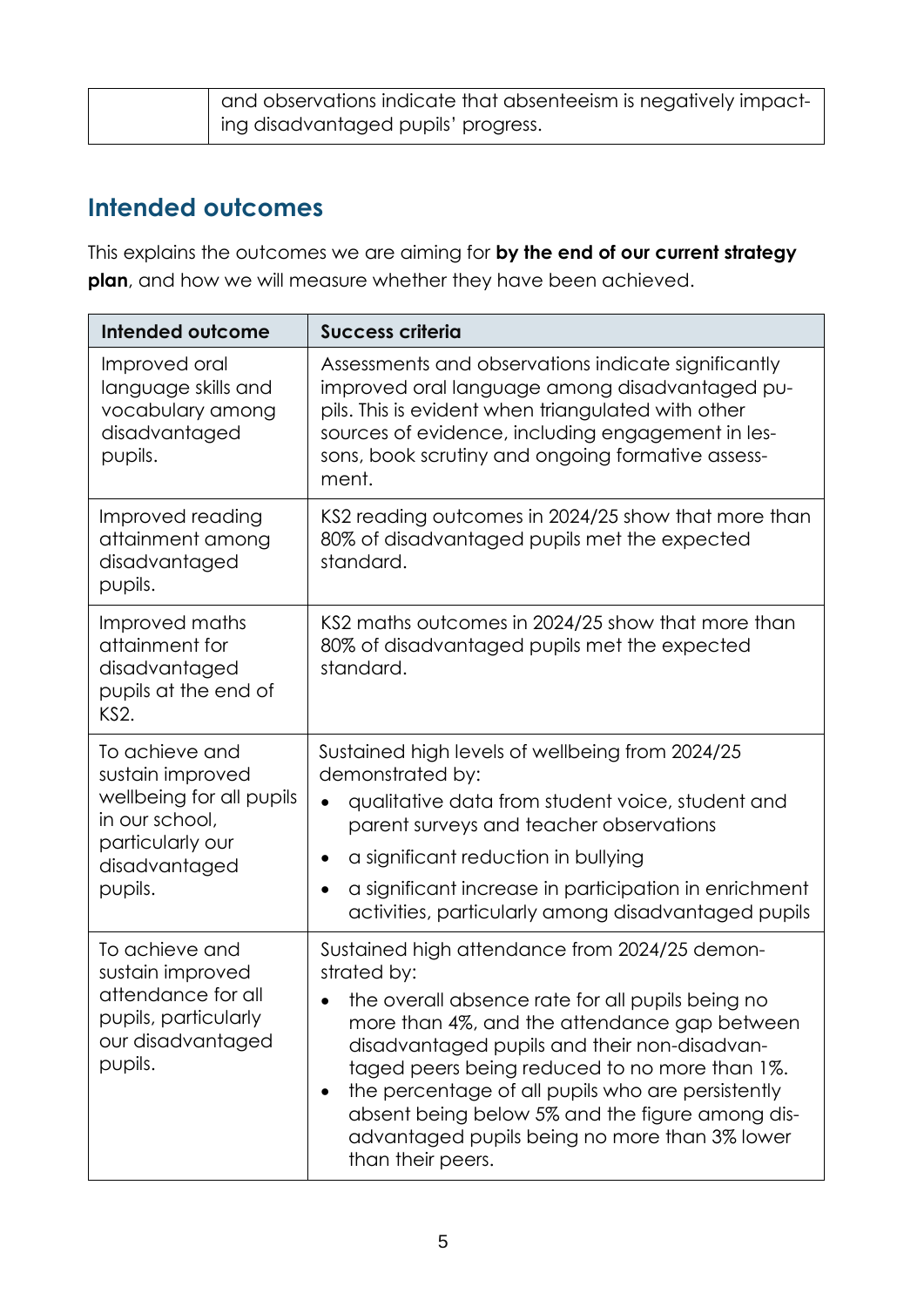| | and observations indicate that absenteeism is negatively impacting disadvantaged pupils' progress. |
|---|---|

## Intended outcomes

This explains the outcomes we are aiming for **by the end of our current strategy plan**, and how we will measure whether they have been achieved.

| Intended outcome | Success criteria |
|---|---|
| Improved oral language skills and vocabulary among disadvantaged pupils. | Assessments and observations indicate significantly improved oral language among disadvantaged pupils. This is evident when triangulated with other sources of evidence, including engagement in lessons, book scrutiny and ongoing formative assessment. |
| Improved reading attainment among disadvantaged pupils. | KS2 reading outcomes in 2024/25 show that more than 80% of disadvantaged pupils met the expected standard. |
| Improved maths attainment for disadvantaged pupils at the end of KS2. | KS2 maths outcomes in 2024/25 show that more than 80% of disadvantaged pupils met the expected standard. |
| To achieve and sustain improved wellbeing for all pupils in our school, particularly our disadvantaged pupils. | Sustained high levels of wellbeing from 2024/25 demonstrated by:<br>• qualitative data from student voice, student and parent surveys and teacher observations<br>• a significant reduction in bullying<br>• a significant increase in participation in enrichment activities, particularly among disadvantaged pupils |
| To achieve and sustain improved attendance for all pupils, particularly our disadvantaged pupils. | Sustained high attendance from 2024/25 demonstrated by:<br>• the overall absence rate for all pupils being no more than 4%, and the attendance gap between disadvantaged pupils and their non-disadvantaged peers being reduced to no more than 1%.<br>• the percentage of all pupils who are persistently absent being below 5% and the figure among disadvantaged pupils being no more than 3% lower than their peers. |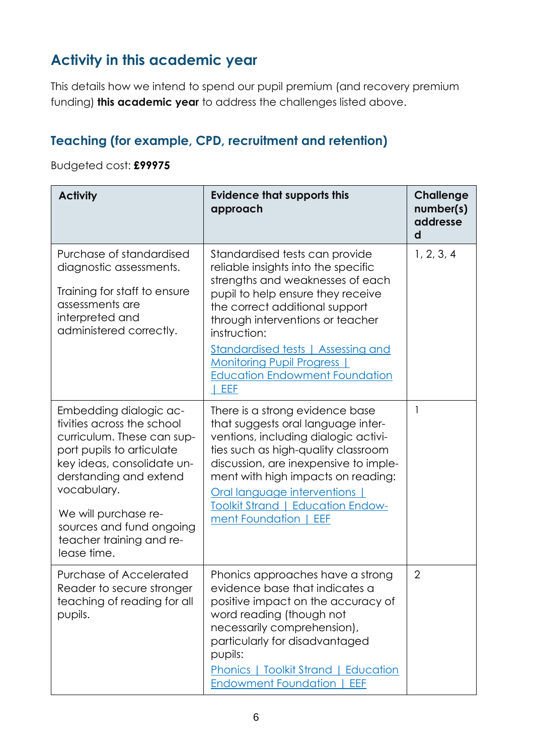## Activity in this academic year

This details how we intend to spend our pupil premium (and recovery premium funding) **this academic year** to address the challenges listed above.

### Teaching (for example, CPD, recruitment and retention)

Budgeted cost: **£99975**

| Activity | Evidence that supports this approach | Challenge number(s) addressed |
|---|---|---|
| Purchase of standardised diagnostic assessments.<br><br>Training for staff to ensure assessments are interpreted and administered correctly. | Standardised tests can provide reliable insights into the specific strengths and weaknesses of each pupil to help ensure they receive the correct additional support through interventions or teacher instruction:<br>Standardised tests \| Assessing and Monitoring Pupil Progress \| Education Endowment Foundation \| EEF | 1, 2, 3, 4 |
| Embedding dialogic activities across the school curriculum. These can support pupils to articulate key ideas, consolidate understanding and extend vocabulary.<br><br>We will purchase resources and fund ongoing teacher training and release time. | There is a strong evidence base that suggests oral language interventions, including dialogic activities such as high-quality classroom discussion, are inexpensive to implement with high impacts on reading:<br>Oral language interventions \| Toolkit Strand \| Education Endowment Foundation \| EEF | 1 |
| Purchase of Accelerated Reader to secure stronger teaching of reading for all pupils. | Phonics approaches have a strong evidence base that indicates a positive impact on the accuracy of word reading (though not necessarily comprehension), particularly for disadvantaged pupils:<br>Phonics \| Toolkit Strand \| Education Endowment Foundation \| EEF | 2 |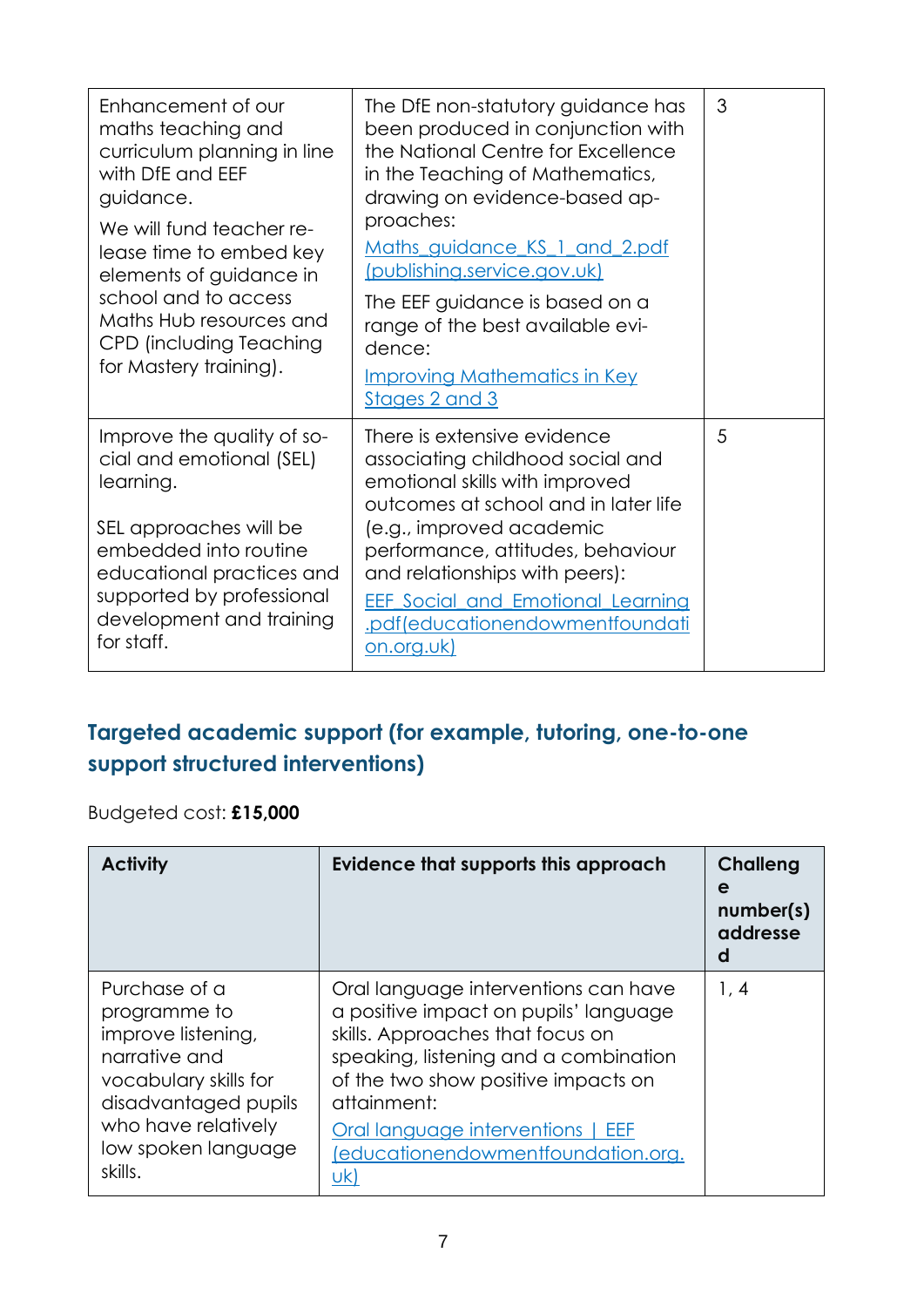| | | |
|---|---|---|
| Enhancement of our maths teaching and curriculum planning in line with DfE and EEF guidance.<br><br>We will fund teacher release time to embed key elements of guidance in school and to access Maths Hub resources and CPD (including Teaching for Mastery training). | The DfE non-statutory guidance has been produced in conjunction with the National Centre for Excellence in the Teaching of Mathematics, drawing on evidence-based approaches:<br><br>Maths_guidance_KS_1_and_2.pdf (publishing.service.gov.uk)<br><br>The EEF guidance is based on a range of the best available evidence:<br><br>Improving Mathematics in Key Stages 2 and 3 | 3 |
| Improve the quality of social and emotional (SEL) learning.<br><br>SEL approaches will be embedded into routine educational practices and supported by professional development and training for staff. | There is extensive evidence associating childhood social and emotional skills with improved outcomes at school and in later life (e.g., improved academic performance, attitudes, behaviour and relationships with peers):<br><br>EEF_Social_and_Emotional_Learning.pdf(educationendowmentfoundation.org.uk) | 5 |

## Targeted academic support (for example, tutoring, one-to-one support structured interventions)

Budgeted cost: **£15,000**

| Activity | Evidence that supports this approach | Challenge number(s) addressed |
|---|---|---|
| Purchase of a programme to improve listening, narrative and vocabulary skills for disadvantaged pupils who have relatively low spoken language skills. | Oral language interventions can have a positive impact on pupils' language skills. Approaches that focus on speaking, listening and a combination of the two show positive impacts on attainment:<br><br>Oral language interventions \| EEF (educationendowmentfoundation.org.uk) | 1, 4 |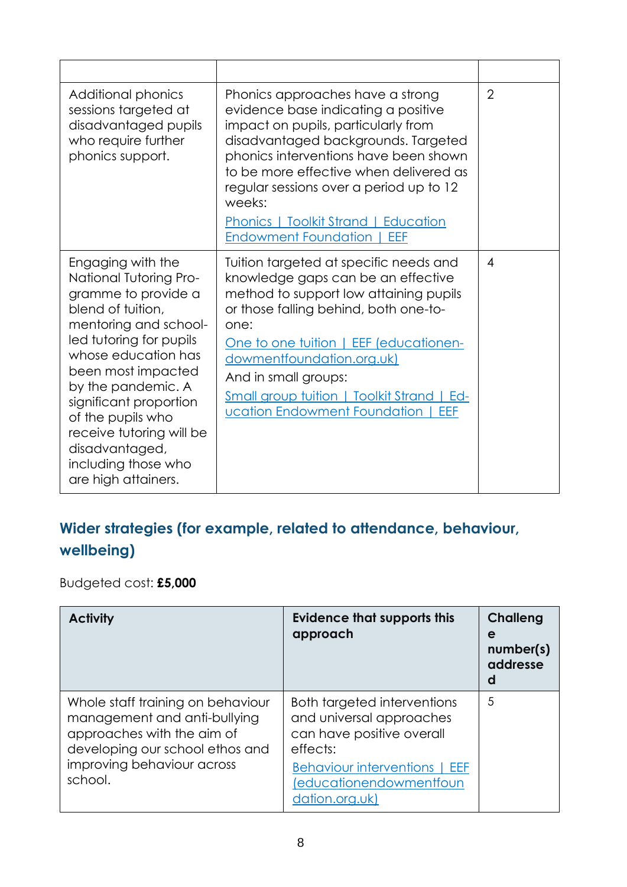| | | |
|---|---|---|
| Additional phonics sessions targeted at disadvantaged pupils who require further phonics support. | Phonics approaches have a strong evidence base indicating a positive impact on pupils, particularly from disadvantaged backgrounds. Targeted phonics interventions have been shown to be more effective when delivered as regular sessions over a period up to 12 weeks: [Phonics \| Toolkit Strand \| Education Endowment Foundation \| EEF] | 2 |
| Engaging with the National Tutoring Programme to provide a blend of tuition, mentoring and school-led tutoring for pupils whose education has been most impacted by the pandemic. A significant proportion of the pupils who receive tutoring will be disadvantaged, including those who are high attainers. | Tuition targeted at specific needs and knowledge gaps can be an effective method to support low attaining pupils or those falling behind, both one-to-one: [One to one tuition \| EEF (educationendowmentfoundation.org.uk)] And in small groups: [Small group tuition \| Toolkit Strand \| Education Endowment Foundation \| EEF] | 4 |

## Wider strategies (for example, related to attendance, behaviour, wellbeing)

Budgeted cost: **£5,000**

| Activity | Evidence that supports this approach | Challenge number(s) addressed |
|---|---|---|
| Whole staff training on behaviour management and anti-bullying approaches with the aim of developing our school ethos and improving behaviour across school. | Both targeted interventions and universal approaches can have positive overall effects: [Behaviour interventions \| EEF (educationendowmentfoundation.org.uk)] | 5 |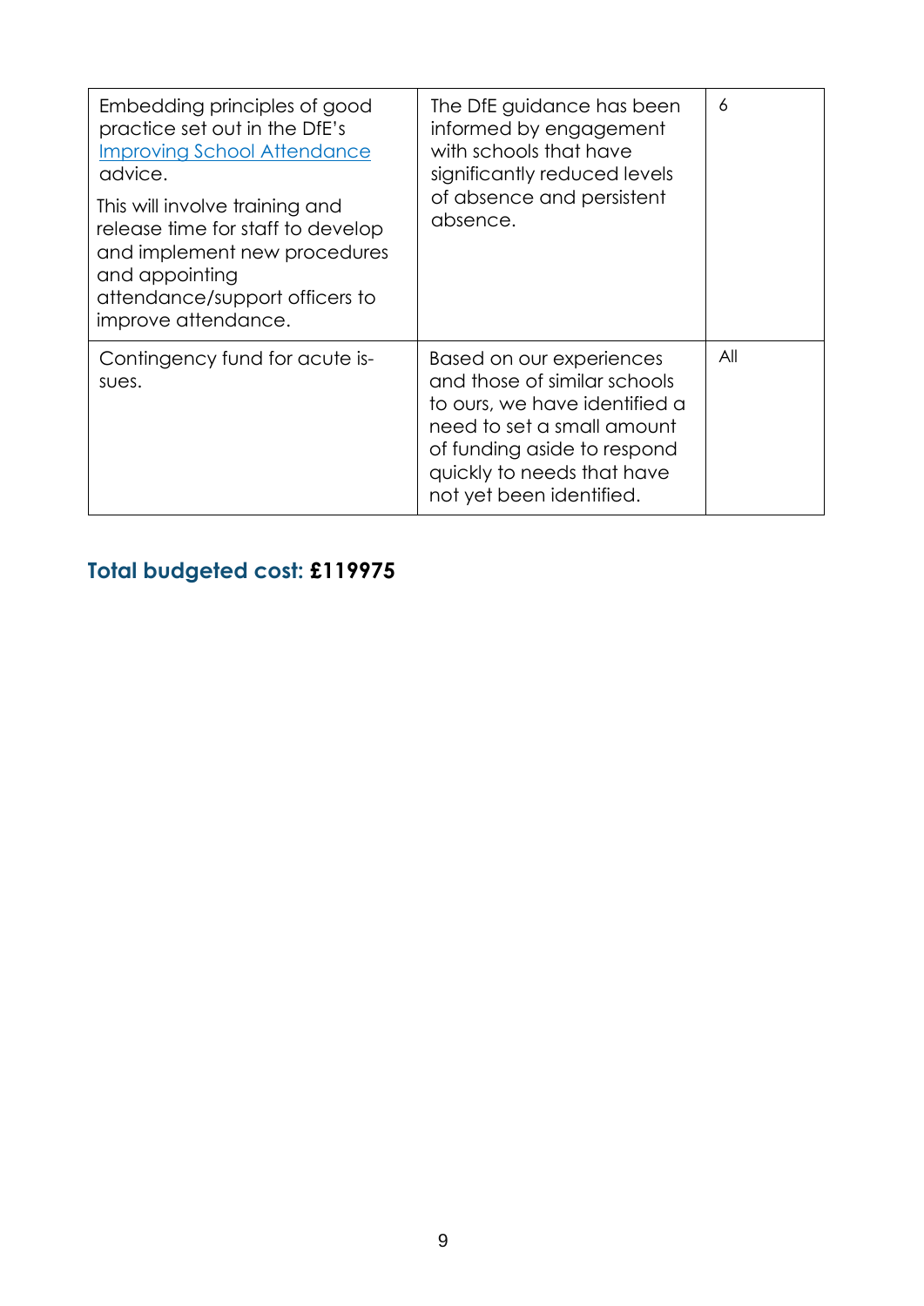| | | |
|---|---|---|
| Embedding principles of good practice set out in the DfE's [Improving School Attendance]() advice.<br><br>This will involve training and release time for staff to develop and implement new procedures and appointing attendance/support officers to improve attendance. | The DfE guidance has been informed by engagement with schools that have significantly reduced levels of absence and persistent absence. | 6 |
| Contingency fund for acute issues. | Based on our experiences and those of similar schools to ours, we have identified a need to set a small amount of funding aside to respond quickly to needs that have not yet been identified. | All |

## Total budgeted cost: **£119975**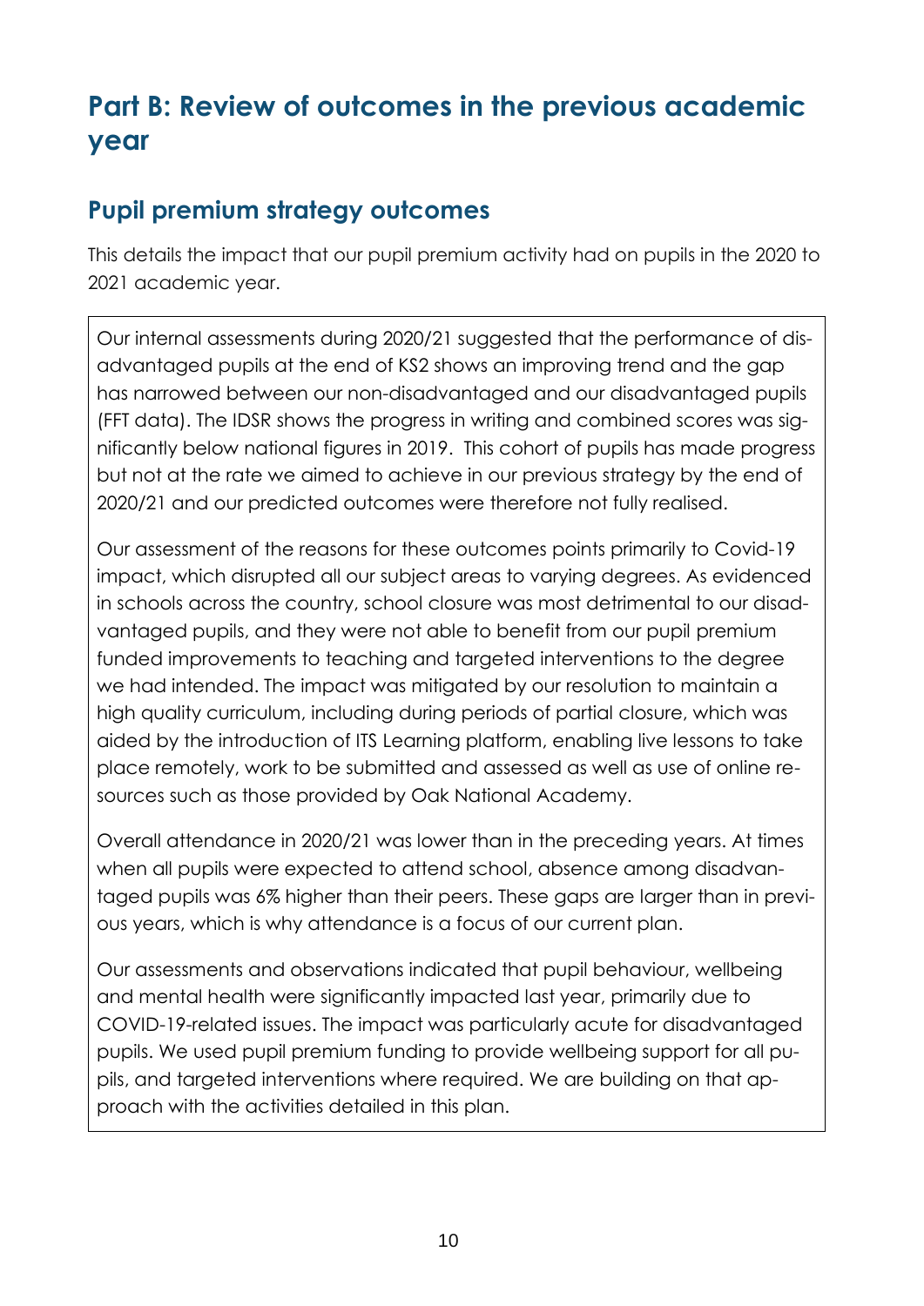# Part B: Review of outcomes in the previous academic year

## Pupil premium strategy outcomes

This details the impact that our pupil premium activity had on pupils in the 2020 to 2021 academic year.

Our internal assessments during 2020/21 suggested that the performance of disadvantaged pupils at the end of KS2 shows an improving trend and the gap has narrowed between our non-disadvantaged and our disadvantaged pupils (FFT data). The IDSR shows the progress in writing and combined scores was significantly below national figures in 2019. This cohort of pupils has made progress but not at the rate we aimed to achieve in our previous strategy by the end of 2020/21 and our predicted outcomes were therefore not fully realised.

Our assessment of the reasons for these outcomes points primarily to Covid-19 impact, which disrupted all our subject areas to varying degrees. As evidenced in schools across the country, school closure was most detrimental to our disadvantaged pupils, and they were not able to benefit from our pupil premium funded improvements to teaching and targeted interventions to the degree we had intended. The impact was mitigated by our resolution to maintain a high quality curriculum, including during periods of partial closure, which was aided by the introduction of ITS Learning platform, enabling live lessons to take place remotely, work to be submitted and assessed as well as use of online resources such as those provided by Oak National Academy.

Overall attendance in 2020/21 was lower than in the preceding years. At times when all pupils were expected to attend school, absence among disadvantaged pupils was 6% higher than their peers. These gaps are larger than in previous years, which is why attendance is a focus of our current plan.

Our assessments and observations indicated that pupil behaviour, wellbeing and mental health were significantly impacted last year, primarily due to COVID-19-related issues. The impact was particularly acute for disadvantaged pupils. We used pupil premium funding to provide wellbeing support for all pupils, and targeted interventions where required. We are building on that approach with the activities detailed in this plan.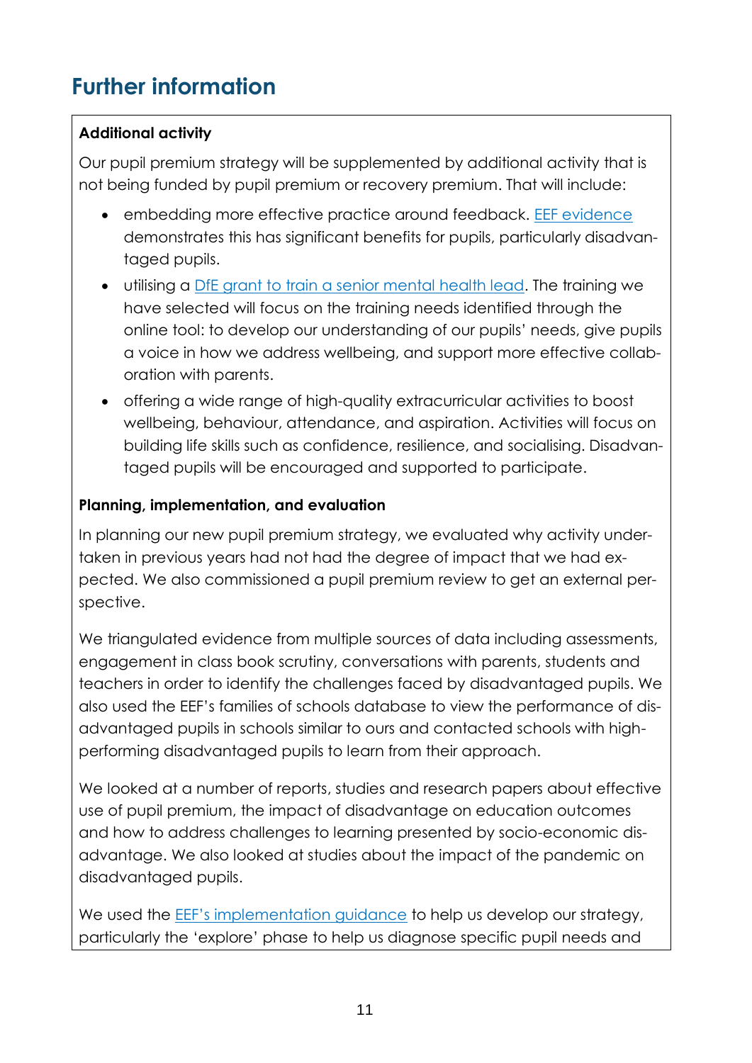# Further information

**Additional activity**

Our pupil premium strategy will be supplemented by additional activity that is not being funded by pupil premium or recovery premium. That will include:

- embedding more effective practice around feedback. EEF evidence demonstrates this has significant benefits for pupils, particularly disadvantaged pupils.
- utilising a DfE grant to train a senior mental health lead. The training we have selected will focus on the training needs identified through the online tool: to develop our understanding of our pupils' needs, give pupils a voice in how we address wellbeing, and support more effective collaboration with parents.
- offering a wide range of high-quality extracurricular activities to boost wellbeing, behaviour, attendance, and aspiration. Activities will focus on building life skills such as confidence, resilience, and socialising. Disadvantaged pupils will be encouraged and supported to participate.

**Planning, implementation, and evaluation**

In planning our new pupil premium strategy, we evaluated why activity undertaken in previous years had not had the degree of impact that we had expected. We also commissioned a pupil premium review to get an external perspective.

We triangulated evidence from multiple sources of data including assessments, engagement in class book scrutiny, conversations with parents, students and teachers in order to identify the challenges faced by disadvantaged pupils. We also used the EEF's families of schools database to view the performance of disadvantaged pupils in schools similar to ours and contacted schools with high-performing disadvantaged pupils to learn from their approach.

We looked at a number of reports, studies and research papers about effective use of pupil premium, the impact of disadvantage on education outcomes and how to address challenges to learning presented by socio-economic disadvantage. We also looked at studies about the impact of the pandemic on disadvantaged pupils.

We used the EEF's implementation guidance to help us develop our strategy, particularly the 'explore' phase to help us diagnose specific pupil needs and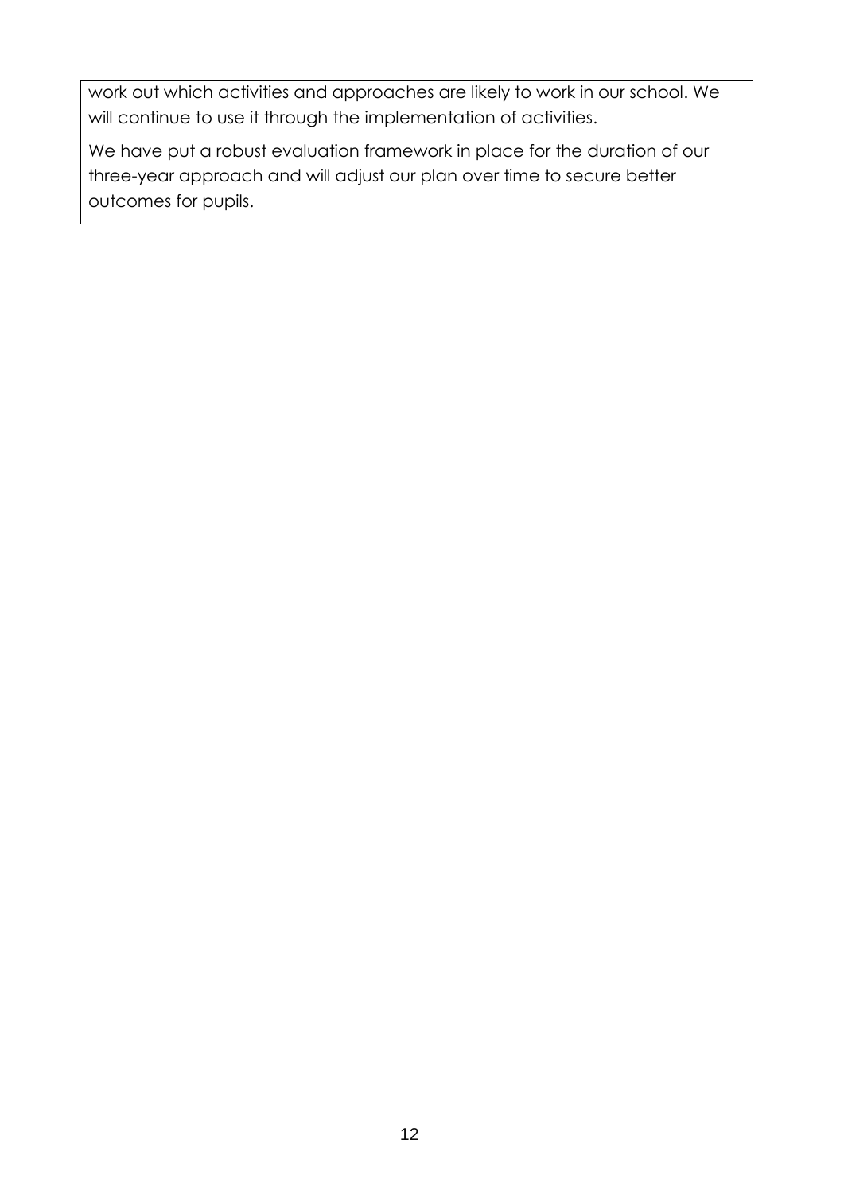work out which activities and approaches are likely to work in our school. We will continue to use it through the implementation of activities.

We have put a robust evaluation framework in place for the duration of our three-year approach and will adjust our plan over time to secure better outcomes for pupils.